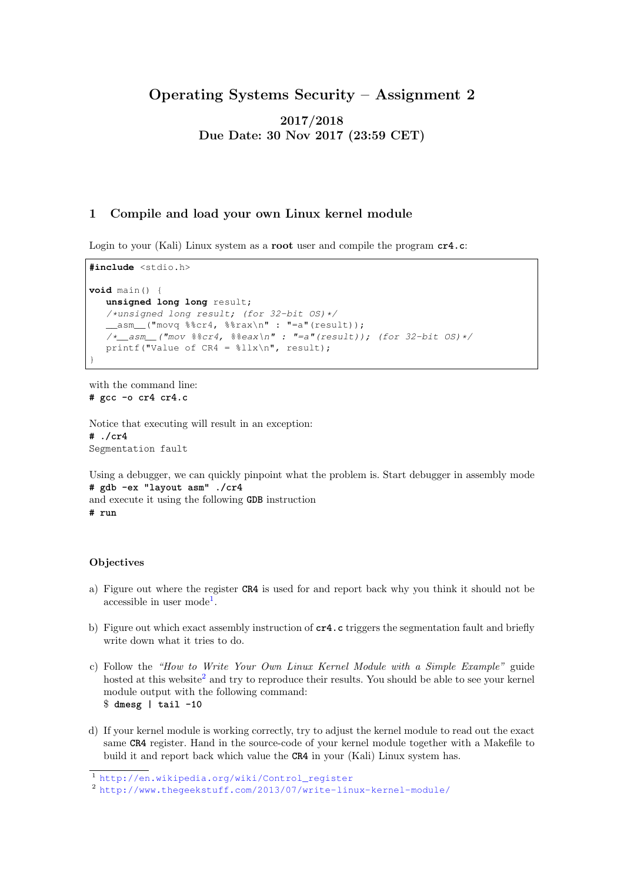# Operating Systems Security – Assignment 2

**2017/2018**
**Due Date: 30 Nov 2017 (23:59 CET)**

## 1 Compile and load your own Linux kernel module

Login to your (Kali) Linux system as a **root** user and compile the program `cr4.c`:

```
#include <stdio.h>

void main() {
   unsigned long long result;
   /*unsigned long result; (for 32-bit OS)*/
   __asm__("movq %%cr4, %%rax\n" : "=a"(result));
   /*__asm__("mov %%cr4, %%eax\n" : "=a"(result)); (for 32-bit OS)*/
   printf("Value of CR4 = %llx\n", result);
}
```

with the command line:
**`# gcc -o cr4 cr4.c`**

Notice that executing will result in an exception:
**`# ./cr4`**
`Segmentation fault`

Using a debugger, we can quickly pinpoint what the problem is. Start debugger in assembly mode
**`# gdb -ex "layout asm" ./cr4`**
and execute it using the following **GDB** instruction
**`# run`**

### Objectives

a) Figure out where the register **CR4** is used for and report back why you think it should not be accessible in user mode[1].

b) Figure out which exact assembly instruction of **cr4.c** triggers the segmentation fault and briefly write down what it tries to do.

c) Follow the *"How to Write Your Own Linux Kernel Module with a Simple Example"* guide hosted at this website[2] and try to reproduce their results. You should be able to see your kernel module output with the following command:
$ **`dmesg | tail -10`**

d) If your kernel module is working correctly, try to adjust the kernel module to read out the exact same **CR4** register. Hand in the source-code of your kernel module together with a Makefile to build it and report back which value the **CR4** in your (Kali) Linux system has.

---

[1] http://en.wikipedia.org/wiki/Control_register
[2] http://www.thegeekstuff.com/2013/07/write-linux-kernel-module/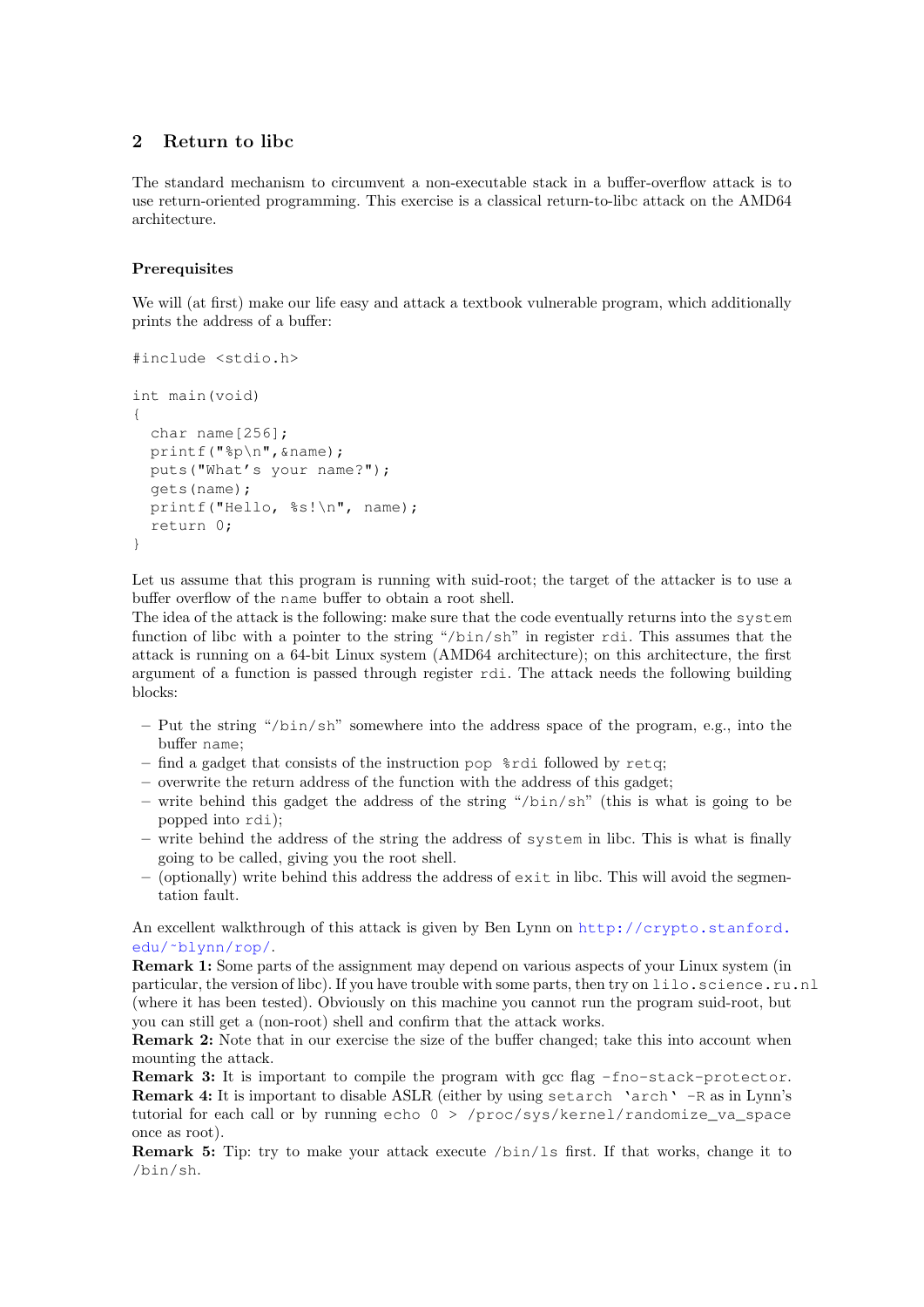## 2 Return to libc

The standard mechanism to circumvent a non-executable stack in a buffer-overflow attack is to use return-oriented programming. This exercise is a classical return-to-libc attack on the AMD64 architecture.

### Prerequisites

We will (at first) make our life easy and attack a textbook vulnerable program, which additionally prints the address of a buffer:

```
#include <stdio.h>

int main(void)
{
  char name[256];
  printf("%p\n",&name);
  puts("What's your name?");
  gets(name);
  printf("Hello, %s!\n", name);
  return 0;
}
```

Let us assume that this program is running with suid-root; the target of the attacker is to use a buffer overflow of the `name` buffer to obtain a root shell.
The idea of the attack is the following: make sure that the code eventually returns into the `system` function of libc with a pointer to the string "`/bin/sh`" in register `rdi`. This assumes that the attack is running on a 64-bit Linux system (AMD64 architecture); on this architecture, the first argument of a function is passed through register `rdi`. The attack needs the following building blocks:

– Put the string "`/bin/sh`" somewhere into the address space of the program, e.g., into the buffer `name`;
– find a gadget that consists of the instruction `pop %rdi` followed by `retq`;
– overwrite the return address of the function with the address of this gadget;
– write behind this gadget the address of the string "`/bin/sh`" (this is what is going to be popped into `rdi`);
– write behind the address of the string the address of `system` in libc. This is what is finally going to be called, giving you the root shell.
– (optionally) write behind this address the address of `exit` in libc. This will avoid the segmentation fault.

An excellent walkthrough of this attack is given by Ben Lynn on http://crypto.stanford.edu/~blynn/rop/.
**Remark 1:** Some parts of the assignment may depend on various aspects of your Linux system (in particular, the version of libc). If you have trouble with some parts, then try on `lilo.science.ru.nl` (where it has been tested). Obviously on this machine you cannot run the program suid-root, but you can still get a (non-root) shell and confirm that the attack works.
**Remark 2:** Note that in our exercise the size of the buffer changed; take this into account when mounting the attack.
**Remark 3:** It is important to compile the program with gcc flag `-fno-stack-protector`.
**Remark 4:** It is important to disable ASLR (either by using `setarch 'arch' -R` as in Lynn's tutorial for each call or by running `echo 0 > /proc/sys/kernel/randomize_va_space` once as root).
**Remark 5:** Tip: try to make your attack execute `/bin/ls` first. If that works, change it to `/bin/sh`.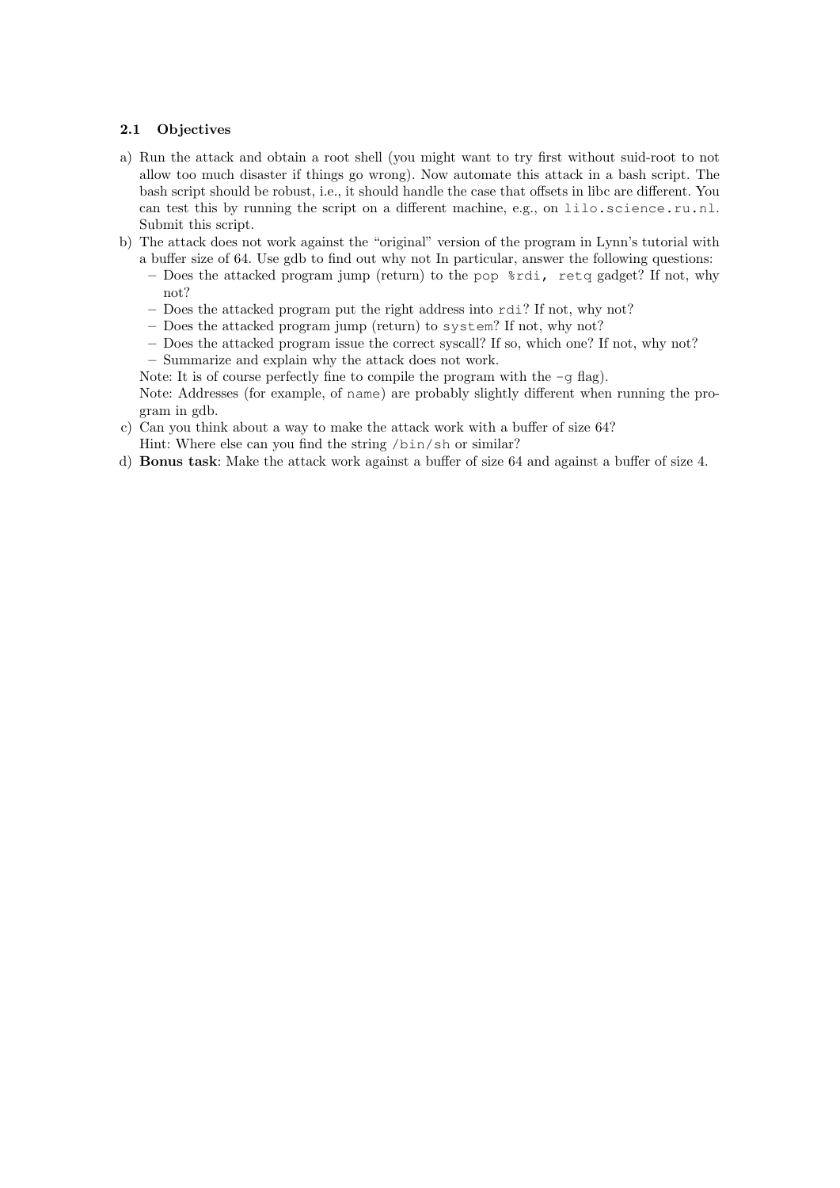### 2.1 Objectives

a) Run the attack and obtain a root shell (you might want to try first without suid-root to not allow too much disaster if things go wrong). Now automate this attack in a bash script. The bash script should be robust, i.e., it should handle the case that offsets in libc are different. You can test this by running the script on a different machine, e.g., on `lilo.science.ru.nl`. Submit this script.

b) The attack does not work against the "original" version of the program in Lynn's tutorial with a buffer size of 64. Use gdb to find out why not In particular, answer the following questions:
   - Does the attacked program jump (return) to the `pop %rdi, retq` gadget? If not, why not?
   - Does the attacked program put the right address into `rdi`? If not, why not?
   - Does the attacked program jump (return) to `system`? If not, why not?
   - Does the attacked program issue the correct syscall? If so, which one? If not, why not?
   - Summarize and explain why the attack does not work.

   Note: It is of course perfectly fine to compile the program with the `-g` flag).
   Note: Addresses (for example, of `name`) are probably slightly different when running the program in gdb.

c) Can you think about a way to make the attack work with a buffer of size 64?
   Hint: Where else can you find the string `/bin/sh` or similar?

d) **Bonus task**: Make the attack work against a buffer of size 64 and against a buffer of size 4.